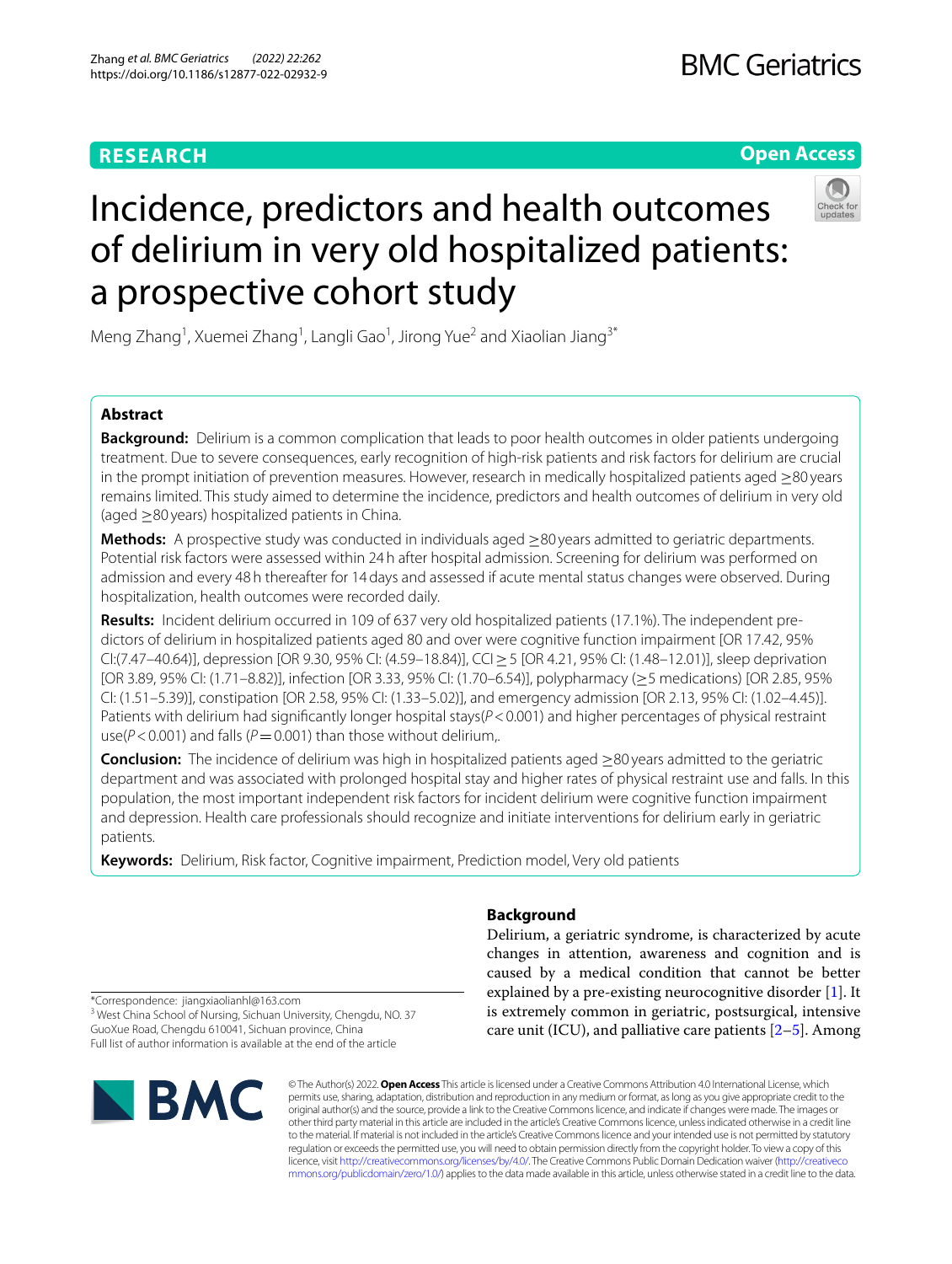RESEARCH

Open Access

# Incidence, predictors and health outcomes of delirium in very old hospitalized patients: a prospective cohort study

Meng Zhang[1], Xuemei Zhang[1], Langli Gao[1], Jirong Yue[2] and Xiaolian Jiang[3*]

## Abstract

**Background:** Delirium is a common complication that leads to poor health outcomes in older patients undergoing treatment. Due to severe consequences, early recognition of high-risk patients and risk factors for delirium are crucial in the prompt initiation of prevention measures. However, research in medically hospitalized patients aged ≥80 years remains limited. This study aimed to determine the incidence, predictors and health outcomes of delirium in very old (aged ≥80 years) hospitalized patients in China.

**Methods:** A prospective study was conducted in individuals aged ≥80 years admitted to geriatric departments. Potential risk factors were assessed within 24 h after hospital admission. Screening for delirium was performed on admission and every 48 h thereafter for 14 days and assessed if acute mental status changes were observed. During hospitalization, health outcomes were recorded daily.

**Results:** Incident delirium occurred in 109 of 637 very old hospitalized patients (17.1%). The independent predictors of delirium in hospitalized patients aged 80 and over were cognitive function impairment [OR 17.42, 95% CI:(7.47–40.64)], depression [OR 9.30, 95% CI: (4.59–18.84)], CCI ≥ 5 [OR 4.21, 95% CI: (1.48–12.01)], sleep deprivation [OR 3.89, 95% CI: (1.71–8.82)], infection [OR 3.33, 95% CI: (1.70–6.54)], polypharmacy (≥5 medications) [OR 2.85, 95% CI: (1.51–5.39)], constipation [OR 2.58, 95% CI: (1.33–5.02)], and emergency admission [OR 2.13, 95% CI: (1.02–4.45)]. Patients with delirium had significantly longer hospital stays($P < 0.001$) and higher percentages of physical restraint use($P < 0.001$) and falls ($P = 0.001$) than those without delirium,.

**Conclusion:** The incidence of delirium was high in hospitalized patients aged ≥80 years admitted to the geriatric department and was associated with prolonged hospital stay and higher rates of physical restraint use and falls. In this population, the most important independent risk factors for incident delirium were cognitive function impairment and depression. Health care professionals should recognize and initiate interventions for delirium early in geriatric patients.

**Keywords:** Delirium, Risk factor, Cognitive impairment, Prediction model, Very old patients

## Background

Delirium, a geriatric syndrome, is characterized by acute changes in attention, awareness and cognition and is caused by a medical condition that cannot be better explained by a pre-existing neurocognitive disorder [1]. It is extremely common in geriatric, postsurgical, intensive care unit (ICU), and palliative care patients [2–5]. Among

*Correspondence: jiangxiaolianhl@163.com

[3] West China School of Nursing, Sichuan University, Chengdu, NO. 37 GuoXue Road, Chengdu 610041, Sichuan province, China

Full list of author information is available at the end of the article

© The Author(s) 2022. **Open Access** This article is licensed under a Creative Commons Attribution 4.0 International License, which permits use, sharing, adaptation, distribution and reproduction in any medium or format, as long as you give appropriate credit to the original author(s) and the source, provide a link to the Creative Commons licence, and indicate if changes were made. The images or other third party material in this article are included in the article's Creative Commons licence, unless indicated otherwise in a credit line to the material. If material is not included in the article's Creative Commons licence and your intended use is not permitted by statutory regulation or exceeds the permitted use, you will need to obtain permission directly from the copyright holder. To view a copy of this licence, visit http://creativecommons.org/licenses/by/4.0/. The Creative Commons Public Domain Dedication waiver (http://creativecommons.org/publicdomain/zero/1.0/) applies to the data made available in this article, unless otherwise stated in a credit line to the data.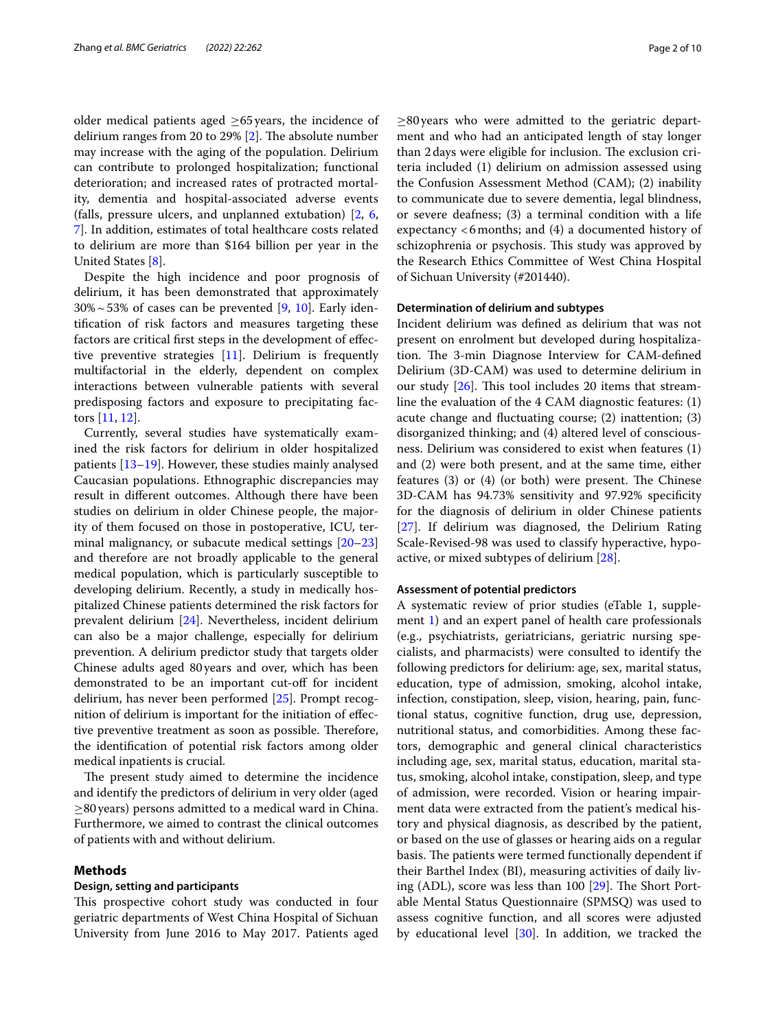older medical patients aged ≥65 years, the incidence of delirium ranges from 20 to 29% [2]. The absolute number may increase with the aging of the population. Delirium can contribute to prolonged hospitalization; functional deterioration; and increased rates of protracted mortality, dementia and hospital-associated adverse events (falls, pressure ulcers, and unplanned extubation) [2, 6, 7]. In addition, estimates of total healthcare costs related to delirium are more than $164 billion per year in the United States [8].

Despite the high incidence and poor prognosis of delirium, it has been demonstrated that approximately 30% ~ 53% of cases can be prevented [9, 10]. Early identification of risk factors and measures targeting these factors are critical first steps in the development of effective preventive strategies [11]. Delirium is frequently multifactorial in the elderly, dependent on complex interactions between vulnerable patients with several predisposing factors and exposure to precipitating factors [11, 12].

Currently, several studies have systematically examined the risk factors for delirium in older hospitalized patients [13–19]. However, these studies mainly analysed Caucasian populations. Ethnographic discrepancies may result in different outcomes. Although there have been studies on delirium in older Chinese people, the majority of them focused on those in postoperative, ICU, terminal malignancy, or subacute medical settings [20–23] and therefore are not broadly applicable to the general medical population, which is particularly susceptible to developing delirium. Recently, a study in medically hospitalized Chinese patients determined the risk factors for prevalent delirium [24]. Nevertheless, incident delirium can also be a major challenge, especially for delirium prevention. A delirium predictor study that targets older Chinese adults aged 80 years and over, which has been demonstrated to be an important cut-off for incident delirium, has never been performed [25]. Prompt recognition of delirium is important for the initiation of effective preventive treatment as soon as possible. Therefore, the identification of potential risk factors among older medical inpatients is crucial.

The present study aimed to determine the incidence and identify the predictors of delirium in very older (aged ≥80 years) persons admitted to a medical ward in China. Furthermore, we aimed to contrast the clinical outcomes of patients with and without delirium.

## Methods

### Design, setting and participants

This prospective cohort study was conducted in four geriatric departments of West China Hospital of Sichuan University from June 2016 to May 2017. Patients aged ≥80 years who were admitted to the geriatric department and who had an anticipated length of stay longer than 2 days were eligible for inclusion. The exclusion criteria included (1) delirium on admission assessed using the Confusion Assessment Method (CAM); (2) inability to communicate due to severe dementia, legal blindness, or severe deafness; (3) a terminal condition with a life expectancy < 6 months; and (4) a documented history of schizophrenia or psychosis. This study was approved by the Research Ethics Committee of West China Hospital of Sichuan University (#201440).

### Determination of delirium and subtypes

Incident delirium was defined as delirium that was not present on enrolment but developed during hospitalization. The 3-min Diagnose Interview for CAM-defined Delirium (3D-CAM) was used to determine delirium in our study [26]. This tool includes 20 items that streamline the evaluation of the 4 CAM diagnostic features: (1) acute change and fluctuating course; (2) inattention; (3) disorganized thinking; and (4) altered level of consciousness. Delirium was considered to exist when features (1) and (2) were both present, and at the same time, either features (3) or (4) (or both) were present. The Chinese 3D-CAM has 94.73% sensitivity and 97.92% specificity for the diagnosis of delirium in older Chinese patients [27]. If delirium was diagnosed, the Delirium Rating Scale-Revised-98 was used to classify hyperactive, hypoactive, or mixed subtypes of delirium [28].

### Assessment of potential predictors

A systematic review of prior studies (eTable 1, supplement 1) and an expert panel of health care professionals (e.g., psychiatrists, geriatricians, geriatric nursing specialists, and pharmacists) were consulted to identify the following predictors for delirium: age, sex, marital status, education, type of admission, smoking, alcohol intake, infection, constipation, sleep, vision, hearing, pain, functional status, cognitive function, drug use, depression, nutritional status, and comorbidities. Among these factors, demographic and general clinical characteristics including age, sex, marital status, education, marital status, smoking, alcohol intake, constipation, sleep, and type of admission, were recorded. Vision or hearing impairment data were extracted from the patient's medical history and physical diagnosis, as described by the patient, or based on the use of glasses or hearing aids on a regular basis. The patients were termed functionally dependent if their Barthel Index (BI), measuring activities of daily living (ADL), score was less than 100 [29]. The Short Portable Mental Status Questionnaire (SPMSQ) was used to assess cognitive function, and all scores were adjusted by educational level [30]. In addition, we tracked the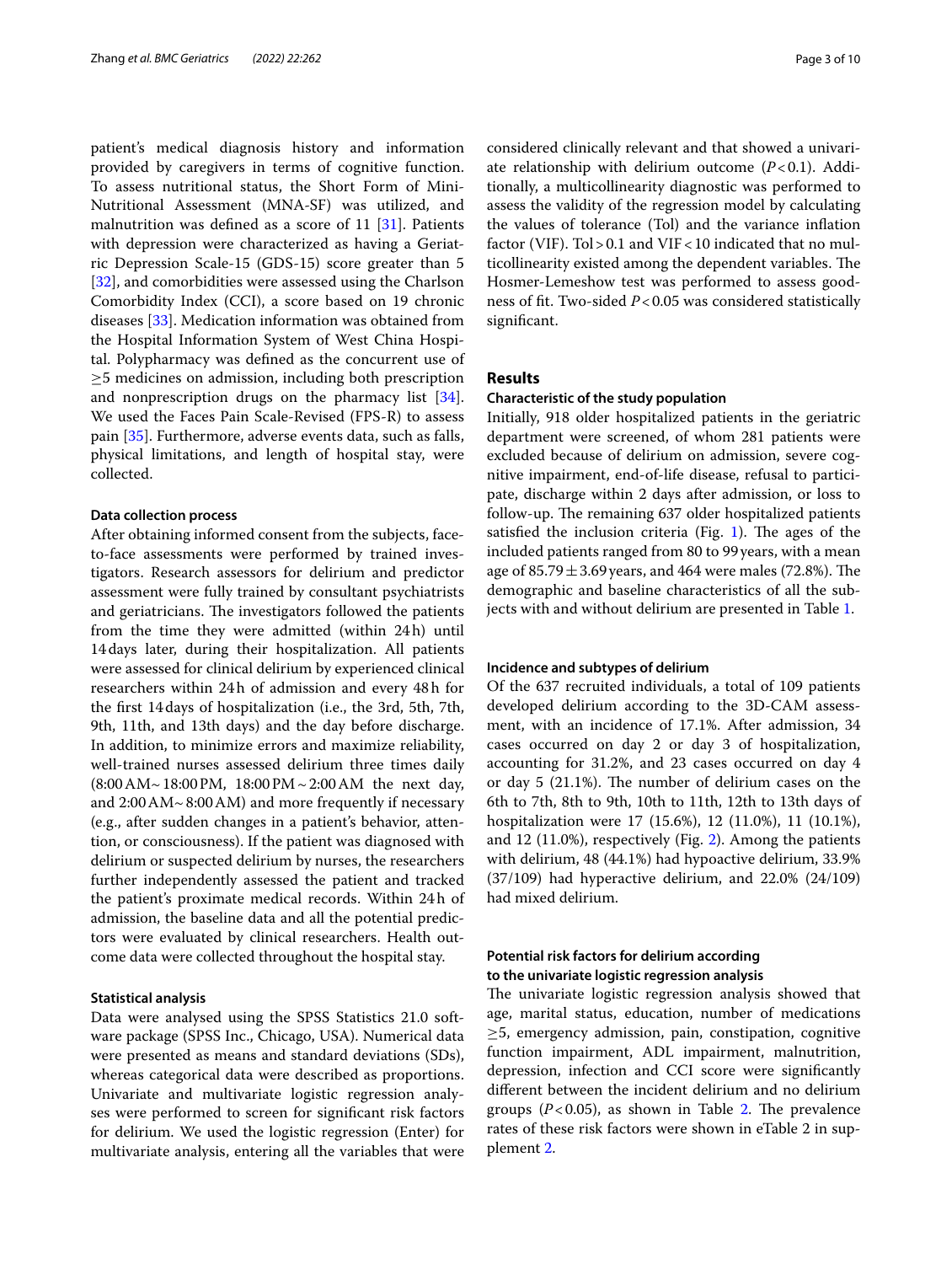patient's medical diagnosis history and information provided by caregivers in terms of cognitive function. To assess nutritional status, the Short Form of Mini-Nutritional Assessment (MNA-SF) was utilized, and malnutrition was defined as a score of 11 [31]. Patients with depression were characterized as having a Geriatric Depression Scale-15 (GDS-15) score greater than 5 [32], and comorbidities were assessed using the Charlson Comorbidity Index (CCI), a score based on 19 chronic diseases [33]. Medication information was obtained from the Hospital Information System of West China Hospital. Polypharmacy was defined as the concurrent use of ≥5 medicines on admission, including both prescription and nonprescription drugs on the pharmacy list [34]. We used the Faces Pain Scale-Revised (FPS-R) to assess pain [35]. Furthermore, adverse events data, such as falls, physical limitations, and length of hospital stay, were collected.

### Data collection process

After obtaining informed consent from the subjects, face-to-face assessments were performed by trained investigators. Research assessors for delirium and predictor assessment were fully trained by consultant psychiatrists and geriatricians. The investigators followed the patients from the time they were admitted (within 24 h) until 14 days later, during their hospitalization. All patients were assessed for clinical delirium by experienced clinical researchers within 24 h of admission and every 48 h for the first 14 days of hospitalization (i.e., the 3rd, 5th, 7th, 9th, 11th, and 13th days) and the day before discharge. In addition, to minimize errors and maximize reliability, well-trained nurses assessed delirium three times daily (8:00 AM~18:00 PM, 18:00 PM ~ 2:00 AM the next day, and 2:00 AM~ 8:00 AM) and more frequently if necessary (e.g., after sudden changes in a patient's behavior, attention, or consciousness). If the patient was diagnosed with delirium or suspected delirium by nurses, the researchers further independently assessed the patient and tracked the patient's proximate medical records. Within 24 h of admission, the baseline data and all the potential predictors were evaluated by clinical researchers. Health outcome data were collected throughout the hospital stay.

### Statistical analysis

Data were analysed using the SPSS Statistics 21.0 software package (SPSS Inc., Chicago, USA). Numerical data were presented as means and standard deviations (SDs), whereas categorical data were described as proportions. Univariate and multivariate logistic regression analyses were performed to screen for significant risk factors for delirium. We used the logistic regression (Enter) for multivariate analysis, entering all the variables that were considered clinically relevant and that showed a univariate relationship with delirium outcome ($P < 0.1$). Additionally, a multicollinearity diagnostic was performed to assess the validity of the regression model by calculating the values of tolerance (Tol) and the variance inflation factor (VIF). Tol > 0.1 and VIF < 10 indicated that no multicollinearity existed among the dependent variables. The Hosmer-Lemeshow test was performed to assess goodness of fit. Two-sided $P < 0.05$ was considered statistically significant.

## Results

### Characteristic of the study population

Initially, 918 older hospitalized patients in the geriatric department were screened, of whom 281 patients were excluded because of delirium on admission, severe cognitive impairment, end-of-life disease, refusal to participate, discharge within 2 days after admission, or loss to follow-up. The remaining 637 older hospitalized patients satisfied the inclusion criteria (Fig. 1). The ages of the included patients ranged from 80 to 99 years, with a mean age of 85.79 ± 3.69 years, and 464 were males (72.8%). The demographic and baseline characteristics of all the subjects with and without delirium are presented in Table 1.

### Incidence and subtypes of delirium

Of the 637 recruited individuals, a total of 109 patients developed delirium according to the 3D-CAM assessment, with an incidence of 17.1%. After admission, 34 cases occurred on day 2 or day 3 of hospitalization, accounting for 31.2%, and 23 cases occurred on day 4 or day 5 (21.1%). The number of delirium cases on the 6th to 7th, 8th to 9th, 10th to 11th, 12th to 13th days of hospitalization were 17 (15.6%), 12 (11.0%), 11 (10.1%), and 12 (11.0%), respectively (Fig. 2). Among the patients with delirium, 48 (44.1%) had hypoactive delirium, 33.9% (37/109) had hyperactive delirium, and 22.0% (24/109) had mixed delirium.

### Potential risk factors for delirium according to the univariate logistic regression analysis

The univariate logistic regression analysis showed that age, marital status, education, number of medications ≥5, emergency admission, pain, constipation, cognitive function impairment, ADL impairment, malnutrition, depression, infection and CCI score were significantly different between the incident delirium and no delirium groups ($P < 0.05$), as shown in Table 2. The prevalence rates of these risk factors were shown in eTable 2 in supplement 2.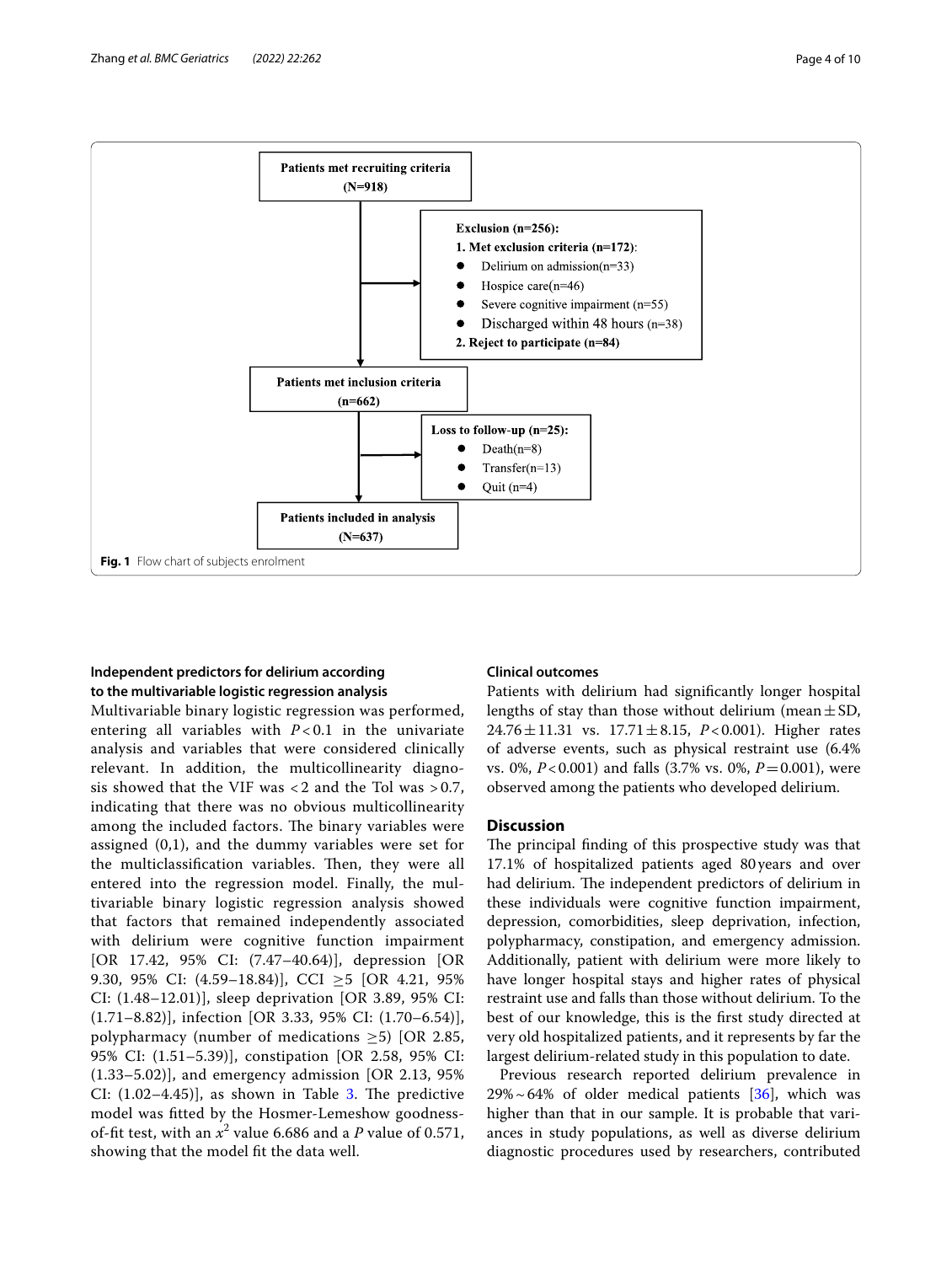Patients met recruiting criteria (N=918)

Exclusion (n=256):

1. Met exclusion criteria (n=172):
   - Delirium on admission(n=33)
   - Hospice care(n=46)
   - Severe cognitive impairment (n=55)
   - Discharged within 48 hours (n=38)
2. Reject to participate (n=84)

Patients met inclusion criteria (n=662)

Loss to follow-up (n=25):

- Death(n=8)
- Transfer(n=13)
- Quit (n=4)

Patients included in analysis (N=637)

**Fig. 1** Flow chart of subjects enrolment

### Independent predictors for delirium according to the multivariable logistic regression analysis

Multivariable binary logistic regression was performed, entering all variables with $P < 0.1$ in the univariate analysis and variables that were considered clinically relevant. In addition, the multicollinearity diagnosis showed that the VIF was <2 and the Tol was >0.7, indicating that there was no obvious multicollinearity among the included factors. The binary variables were assigned (0,1), and the dummy variables were set for the multiclassification variables. Then, they were all entered into the regression model. Finally, the multivariable binary logistic regression analysis showed that factors that remained independently associated with delirium were cognitive function impairment [OR 17.42, 95% CI: (7.47–40.64)], depression [OR 9.30, 95% CI: (4.59–18.84)], CCI ≥5 [OR 4.21, 95% CI: (1.48–12.01)], sleep deprivation [OR 3.89, 95% CI: (1.71–8.82)], infection [OR 3.33, 95% CI: (1.70–6.54)], polypharmacy (number of medications ≥5) [OR 2.85, 95% CI: (1.51–5.39)], constipation [OR 2.58, 95% CI: (1.33–5.02)], and emergency admission [OR 2.13, 95% CI: (1.02–4.45)], as shown in Table 3. The predictive model was fitted by the Hosmer-Lemeshow goodness-of-fit test, with an $x^2$ value 6.686 and a $P$ value of 0.571, showing that the model fit the data well.

### Clinical outcomes

Patients with delirium had significantly longer hospital lengths of stay than those without delirium (mean ± SD, 24.76 ± 11.31 vs. 17.71 ± 8.15, $P < 0.001$). Higher rates of adverse events, such as physical restraint use (6.4% vs. 0%, $P < 0.001$) and falls (3.7% vs. 0%, $P = 0.001$), were observed among the patients who developed delirium.

## Discussion

The principal finding of this prospective study was that 17.1% of hospitalized patients aged 80 years and over had delirium. The independent predictors of delirium in these individuals were cognitive function impairment, depression, comorbidities, sleep deprivation, infection, polypharmacy, constipation, and emergency admission. Additionally, patient with delirium were more likely to have longer hospital stays and higher rates of physical restraint use and falls than those without delirium. To the best of our knowledge, this is the first study directed at very old hospitalized patients, and it represents by far the largest delirium-related study in this population to date.

Previous research reported delirium prevalence in 29% ~ 64% of older medical patients [36], which was higher than that in our sample. It is probable that variances in study populations, as well as diverse delirium diagnostic procedures used by researchers, contributed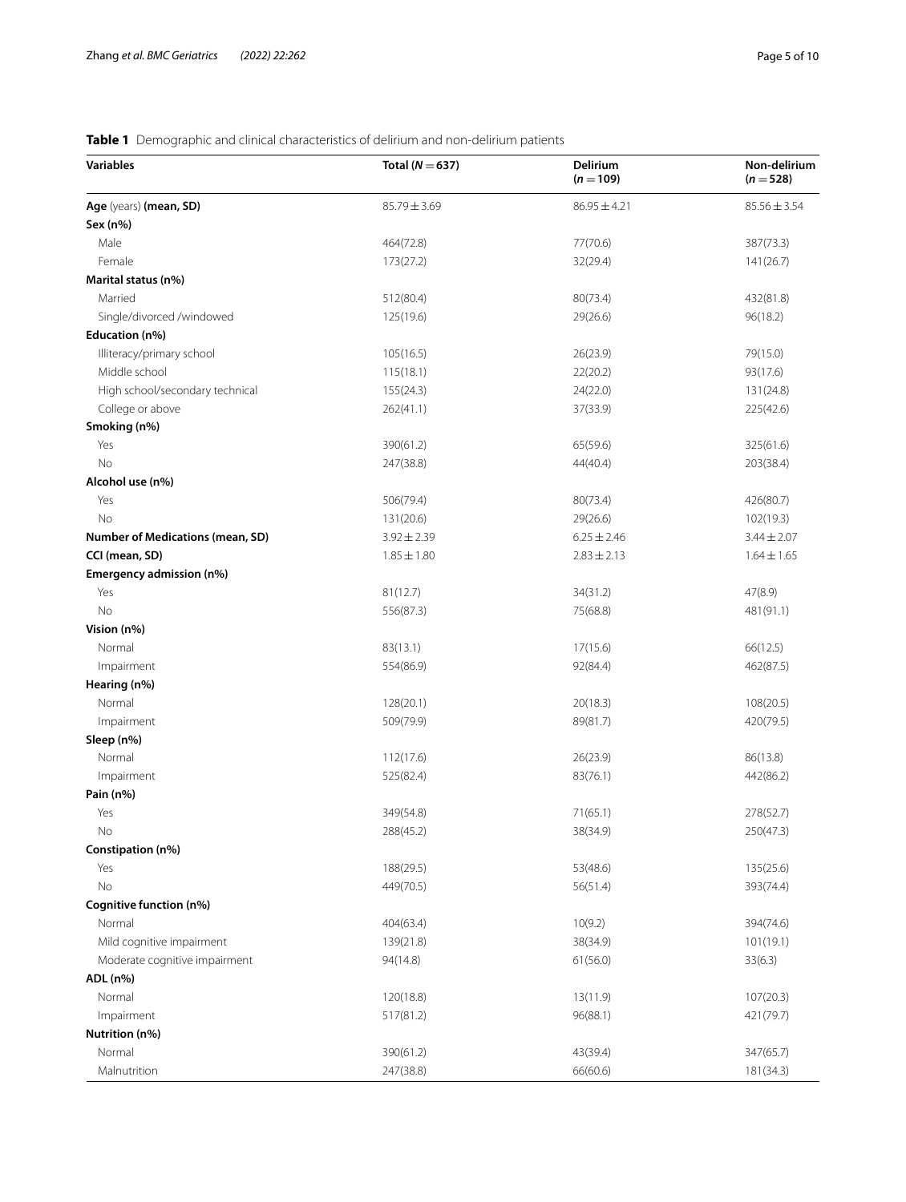**Table 1** Demographic and clinical characteristics of delirium and non-delirium patients

| Variables | Total ($N = 637$) | Delirium ($n = 109$) | Non-delirium ($n = 528$) |
|---|---|---|---|
| **Age** (years) **(mean, SD)** | 85.79 ± 3.69 | 86.95 ± 4.21 | 85.56 ± 3.54 |
| **Sex (n%)** | | | |
| Male | 464(72.8) | 77(70.6) | 387(73.3) |
| Female | 173(27.2) | 32(29.4) | 141(26.7) |
| **Marital status (n%)** | | | |
| Married | 512(80.4) | 80(73.4) | 432(81.8) |
| Single/divorced /windowed | 125(19.6) | 29(26.6) | 96(18.2) |
| **Education (n%)** | | | |
| Illiteracy/primary school | 105(16.5) | 26(23.9) | 79(15.0) |
| Middle school | 115(18.1) | 22(20.2) | 93(17.6) |
| High school/secondary technical | 155(24.3) | 24(22.0) | 131(24.8) |
| College or above | 262(41.1) | 37(33.9) | 225(42.6) |
| **Smoking (n%)** | | | |
| Yes | 390(61.2) | 65(59.6) | 325(61.6) |
| No | 247(38.8) | 44(40.4) | 203(38.4) |
| **Alcohol use (n%)** | | | |
| Yes | 506(79.4) | 80(73.4) | 426(80.7) |
| No | 131(20.6) | 29(26.6) | 102(19.3) |
| **Number of Medications (mean, SD)** | 3.92 ± 2.39 | 6.25 ± 2.46 | 3.44 ± 2.07 |
| **CCI (mean, SD)** | 1.85 ± 1.80 | 2.83 ± 2.13 | 1.64 ± 1.65 |
| **Emergency admission (n%)** | | | |
| Yes | 81(12.7) | 34(31.2) | 47(8.9) |
| No | 556(87.3) | 75(68.8) | 481(91.1) |
| **Vision (n%)** | | | |
| Normal | 83(13.1) | 17(15.6) | 66(12.5) |
| Impairment | 554(86.9) | 92(84.4) | 462(87.5) |
| **Hearing (n%)** | | | |
| Normal | 128(20.1) | 20(18.3) | 108(20.5) |
| Impairment | 509(79.9) | 89(81.7) | 420(79.5) |
| **Sleep (n%)** | | | |
| Normal | 112(17.6) | 26(23.9) | 86(13.8) |
| Impairment | 525(82.4) | 83(76.1) | 442(86.2) |
| **Pain (n%)** | | | |
| Yes | 349(54.8) | 71(65.1) | 278(52.7) |
| No | 288(45.2) | 38(34.9) | 250(47.3) |
| **Constipation (n%)** | | | |
| Yes | 188(29.5) | 53(48.6) | 135(25.6) |
| No | 449(70.5) | 56(51.4) | 393(74.4) |
| **Cognitive function (n%)** | | | |
| Normal | 404(63.4) | 10(9.2) | 394(74.6) |
| Mild cognitive impairment | 139(21.8) | 38(34.9) | 101(19.1) |
| Moderate cognitive impairment | 94(14.8) | 61(56.0) | 33(6.3) |
| **ADL (n%)** | | | |
| Normal | 120(18.8) | 13(11.9) | 107(20.3) |
| Impairment | 517(81.2) | 96(88.1) | 421(79.7) |
| **Nutrition (n%)** | | | |
| Normal | 390(61.2) | 43(39.4) | 347(65.7) |
| Malnutrition | 247(38.8) | 66(60.6) | 181(34.3) |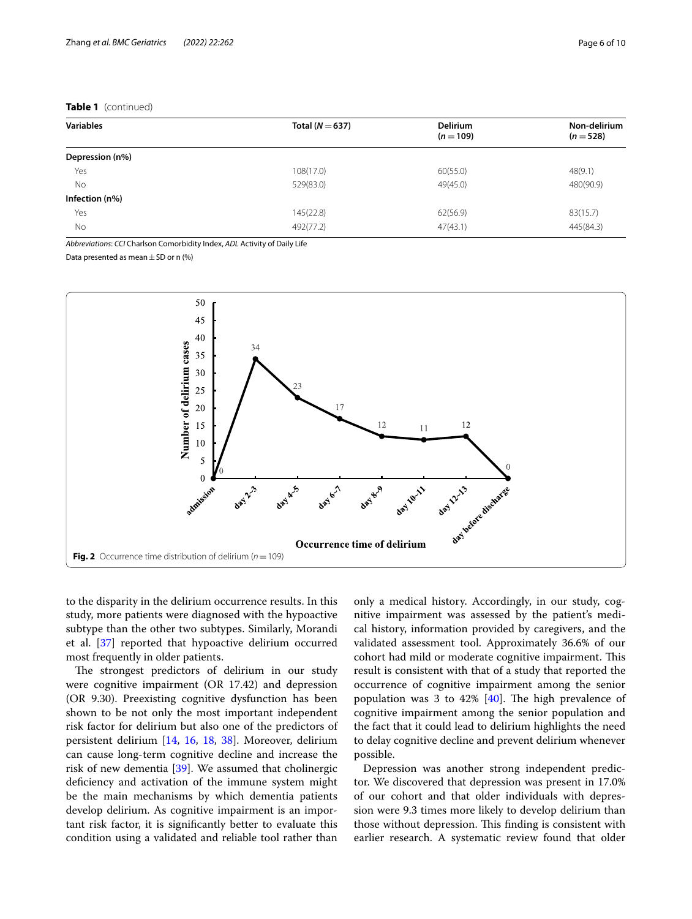**Table 1** (continued)

| Variables | Total (N = 637) | Delirium (n = 109) | Non-delirium (n = 528) |
|---|---|---|---|
| **Depression (n%)** | | | |
| Yes | 108(17.0) | 60(55.0) | 48(9.1) |
| No | 529(83.0) | 49(45.0) | 480(90.9) |
| **Infection (n%)** | | | |
| Yes | 145(22.8) | 62(56.9) | 83(15.7) |
| No | 492(77.2) | 47(43.1) | 445(84.3) |

*Abbreviations*: *CCI* Charlson Comorbidity Index, *ADL* Activity of Daily Life

Data presented as mean ± SD or n (%)

**Fig. 2** Occurrence time distribution of delirium (n = 109)

to the disparity in the delirium occurrence results. In this study, more patients were diagnosed with the hypoactive subtype than the other two subtypes. Similarly, Morandi et al. [37] reported that hypoactive delirium occurred most frequently in older patients.

The strongest predictors of delirium in our study were cognitive impairment (OR 17.42) and depression (OR 9.30). Preexisting cognitive dysfunction has been shown to be not only the most important independent risk factor for delirium but also one of the predictors of persistent delirium [14, 16, 18, 38]. Moreover, delirium can cause long-term cognitive decline and increase the risk of new dementia [39]. We assumed that cholinergic deficiency and activation of the immune system might be the main mechanisms by which dementia patients develop delirium. As cognitive impairment is an important risk factor, it is significantly better to evaluate this condition using a validated and reliable tool rather than only a medical history. Accordingly, in our study, cognitive impairment was assessed by the patient's medical history, information provided by caregivers, and the validated assessment tool. Approximately 36.6% of our cohort had mild or moderate cognitive impairment. This result is consistent with that of a study that reported the occurrence of cognitive impairment among the senior population was 3 to 42% [40]. The high prevalence of cognitive impairment among the senior population and the fact that it could lead to delirium highlights the need to delay cognitive decline and prevent delirium whenever possible.

Depression was another strong independent predictor. We discovered that depression was present in 17.0% of our cohort and that older individuals with depression were 9.3 times more likely to develop delirium than those without depression. This finding is consistent with earlier research. A systematic review found that older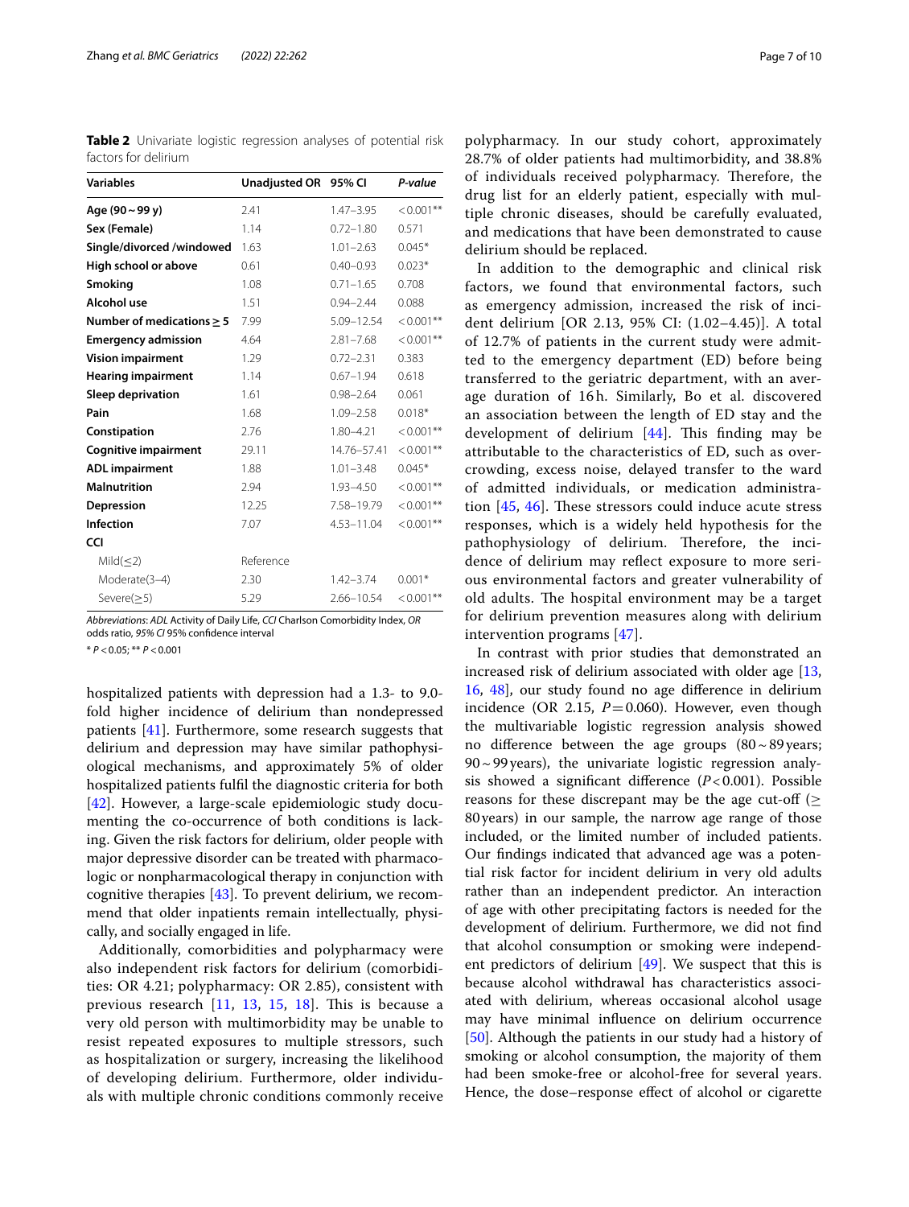**Table 2** Univariate logistic regression analyses of potential risk factors for delirium

| Variables | Unadjusted OR | 95% CI | *P-value* |
|---|---|---|---|
| **Age (90 ~ 99 y)** | 2.41 | 1.47–3.95 | < 0.001** |
| **Sex (Female)** | 1.14 | 0.72–1.80 | 0.571 |
| **Single/divorced /windowed** | 1.63 | 1.01–2.63 | 0.045* |
| **High school or above** | 0.61 | 0.40–0.93 | 0.023* |
| **Smoking** | 1.08 | 0.71–1.65 | 0.708 |
| **Alcohol use** | 1.51 | 0.94–2.44 | 0.088 |
| **Number of medications ≥ 5** | 7.99 | 5.09–12.54 | < 0.001** |
| **Emergency admission** | 4.64 | 2.81–7.68 | < 0.001** |
| **Vision impairment** | 1.29 | 0.72–2.31 | 0.383 |
| **Hearing impairment** | 1.14 | 0.67–1.94 | 0.618 |
| **Sleep deprivation** | 1.61 | 0.98–2.64 | 0.061 |
| **Pain** | 1.68 | 1.09–2.58 | 0.018* |
| **Constipation** | 2.76 | 1.80–4.21 | < 0.001** |
| **Cognitive impairment** | 29.11 | 14.76–57.41 | < 0.001** |
| **ADL impairment** | 1.88 | 1.01–3.48 | 0.045* |
| **Malnutrition** | 2.94 | 1.93–4.50 | < 0.001** |
| **Depression** | 12.25 | 7.58–19.79 | < 0.001** |
| **Infection** | 7.07 | 4.53–11.04 | < 0.001** |
| **CCI** | | | |
| Mild(≤2) | Reference | | |
| Moderate(3–4) | 2.30 | 1.42–3.74 | 0.001* |
| Severe(≥5) | 5.29 | 2.66–10.54 | < 0.001** |

*Abbreviations*: *ADL* Activity of Daily Life, *CCI* Charlson Comorbidity Index, *OR* odds ratio, *95% CI* 95% confidence interval

* $P < 0.05$; ** $P < 0.001$

hospitalized patients with depression had a 1.3- to 9.0-fold higher incidence of delirium than nondepressed patients [41]. Furthermore, some research suggests that delirium and depression may have similar pathophysiological mechanisms, and approximately 5% of older hospitalized patients fulfil the diagnostic criteria for both [42]. However, a large-scale epidemiologic study documenting the co-occurrence of both conditions is lacking. Given the risk factors for delirium, older people with major depressive disorder can be treated with pharmacologic or nonpharmacological therapy in conjunction with cognitive therapies [43]. To prevent delirium, we recommend that older inpatients remain intellectually, physically, and socially engaged in life.

Additionally, comorbidities and polypharmacy were also independent risk factors for delirium (comorbidities: OR 4.21; polypharmacy: OR 2.85), consistent with previous research [11, 13, 15, 18]. This is because a very old person with multimorbidity may be unable to resist repeated exposures to multiple stressors, such as hospitalization or surgery, increasing the likelihood of developing delirium. Furthermore, older individuals with multiple chronic conditions commonly receive polypharmacy. In our study cohort, approximately 28.7% of older patients had multimorbidity, and 38.8% of individuals received polypharmacy. Therefore, the drug list for an elderly patient, especially with multiple chronic diseases, should be carefully evaluated, and medications that have been demonstrated to cause delirium should be replaced.

In addition to the demographic and clinical risk factors, we found that environmental factors, such as emergency admission, increased the risk of incident delirium [OR 2.13, 95% CI: (1.02–4.45)]. A total of 12.7% of patients in the current study were admitted to the emergency department (ED) before being transferred to the geriatric department, with an average duration of 16 h. Similarly, Bo et al. discovered an association between the length of ED stay and the development of delirium [44]. This finding may be attributable to the characteristics of ED, such as overcrowding, excess noise, delayed transfer to the ward of admitted individuals, or medication administration [45, 46]. These stressors could induce acute stress responses, which is a widely held hypothesis for the pathophysiology of delirium. Therefore, the incidence of delirium may reflect exposure to more serious environmental factors and greater vulnerability of old adults. The hospital environment may be a target for delirium prevention measures along with delirium intervention programs [47].

In contrast with prior studies that demonstrated an increased risk of delirium associated with older age [13, 16, 48], our study found no age difference in delirium incidence (OR 2.15, $P = 0.060$). However, even though the multivariable logistic regression analysis showed no difference between the age groups (80 ~ 89 years; 90 ~ 99 years), the univariate logistic regression analysis showed a significant difference ($P < 0.001$). Possible reasons for these discrepant may be the age cut-off (≥ 80 years) in our sample, the narrow age range of those included, or the limited number of included patients. Our findings indicated that advanced age was a potential risk factor for incident delirium in very old adults rather than an independent predictor. An interaction of age with other precipitating factors is needed for the development of delirium. Furthermore, we did not find that alcohol consumption or smoking were independent predictors of delirium [49]. We suspect that this is because alcohol withdrawal has characteristics associated with delirium, whereas occasional alcohol usage may have minimal influence on delirium occurrence [50]. Although the patients in our study had a history of smoking or alcohol consumption, the majority of them had been smoke-free or alcohol-free for several years. Hence, the dose–response effect of alcohol or cigarette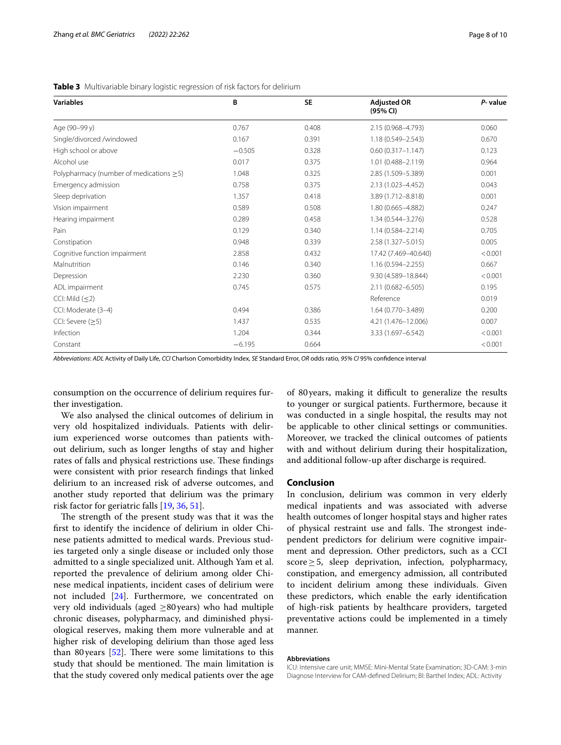**Table 3** Multivariable binary logistic regression of risk factors for delirium

| Variables | B | SE | Adjusted OR (95% CI) | P- value |
|---|---|---|---|---|
| Age (90–99 y) | 0.767 | 0.408 | 2.15 (0.968–4.793) | 0.060 |
| Single/divorced /windowed | 0.167 | 0.391 | 1.18 (0.549–2.543) | 0.670 |
| High school or above | −0.505 | 0.328 | 0.60 (0.317–1.147) | 0.123 |
| Alcohol use | 0.017 | 0.375 | 1.01 (0.488–2.119) | 0.964 |
| Polypharmacy (number of medications ≥5) | 1.048 | 0.325 | 2.85 (1.509–5.389) | 0.001 |
| Emergency admission | 0.758 | 0.375 | 2.13 (1.023–4.452) | 0.043 |
| Sleep deprivation | 1.357 | 0.418 | 3.89 (1.712–8.818) | 0.001 |
| Vision impairment | 0.589 | 0.508 | 1.80 (0.665–4.882) | 0.247 |
| Hearing impairment | 0.289 | 0.458 | 1.34 (0.544–3.276) | 0.528 |
| Pain | 0.129 | 0.340 | 1.14 (0.584–2.214) | 0.705 |
| Constipation | 0.948 | 0.339 | 2.58 (1.327–5.015) | 0.005 |
| Cognitive function impairment | 2.858 | 0.432 | 17.42 (7.469–40.640) | < 0.001 |
| Malnutrition | 0.146 | 0.340 | 1.16 (0.594–2.255) | 0.667 |
| Depression | 2.230 | 0.360 | 9.30 (4.589–18.844) | < 0.001 |
| ADL impairment | 0.745 | 0.575 | 2.11 (0.682–6.505) | 0.195 |
| CCI: Mild (≤2) | | | Reference | 0.019 |
| CCI: Moderate (3–4) | 0.494 | 0.386 | 1.64 (0.770–3.489) | 0.200 |
| CCI: Severe (≥5) | 1.437 | 0.535 | 4.21 (1.476–12.006) | 0.007 |
| Infection | 1.204 | 0.344 | 3.33 (1.697–6.542) | < 0.001 |
| Constant | −6.195 | 0.664 | | < 0.001 |

*Abbreviations*: *ADL* Activity of Daily Life, *CCI* Charlson Comorbidity Index, *SE* Standard Error, *OR* odds ratio, *95% CI* 95% confidence interval

consumption on the occurrence of delirium requires further investigation.

We also analysed the clinical outcomes of delirium in very old hospitalized individuals. Patients with delirium experienced worse outcomes than patients without delirium, such as longer lengths of stay and higher rates of falls and physical restrictions use. These findings were consistent with prior research findings that linked delirium to an increased risk of adverse outcomes, and another study reported that delirium was the primary risk factor for geriatric falls [19, 36, 51].

The strength of the present study was that it was the first to identify the incidence of delirium in older Chinese patients admitted to medical wards. Previous studies targeted only a single disease or included only those admitted to a single specialized unit. Although Yam et al. reported the prevalence of delirium among older Chinese medical inpatients, incident cases of delirium were not included [24]. Furthermore, we concentrated on very old individuals (aged ≥80 years) who had multiple chronic diseases, polypharmacy, and diminished physiological reserves, making them more vulnerable and at higher risk of developing delirium than those aged less than 80 years [52]. There were some limitations to this study that should be mentioned. The main limitation is that the study covered only medical patients over the age of 80 years, making it difficult to generalize the results to younger or surgical patients. Furthermore, because it was conducted in a single hospital, the results may not be applicable to other clinical settings or communities. Moreover, we tracked the clinical outcomes of patients with and without delirium during their hospitalization, and additional follow-up after discharge is required.

## Conclusion

In conclusion, delirium was common in very elderly medical inpatients and was associated with adverse health outcomes of longer hospital stays and higher rates of physical restraint use and falls. The strongest independent predictors for delirium were cognitive impairment and depression. Other predictors, such as a CCI score ≥ 5, sleep deprivation, infection, polypharmacy, constipation, and emergency admission, all contributed to incident delirium among these individuals. Given these predictors, which enable the early identification of high-risk patients by healthcare providers, targeted preventative actions could be implemented in a timely manner.

#### Abbreviations

ICU: Intensive care unit; MMSE: Mini-Mental State Examination; 3D-CAM: 3-min Diagnose Interview for CAM-defined Delirium; BI: Barthel Index; ADL: Activity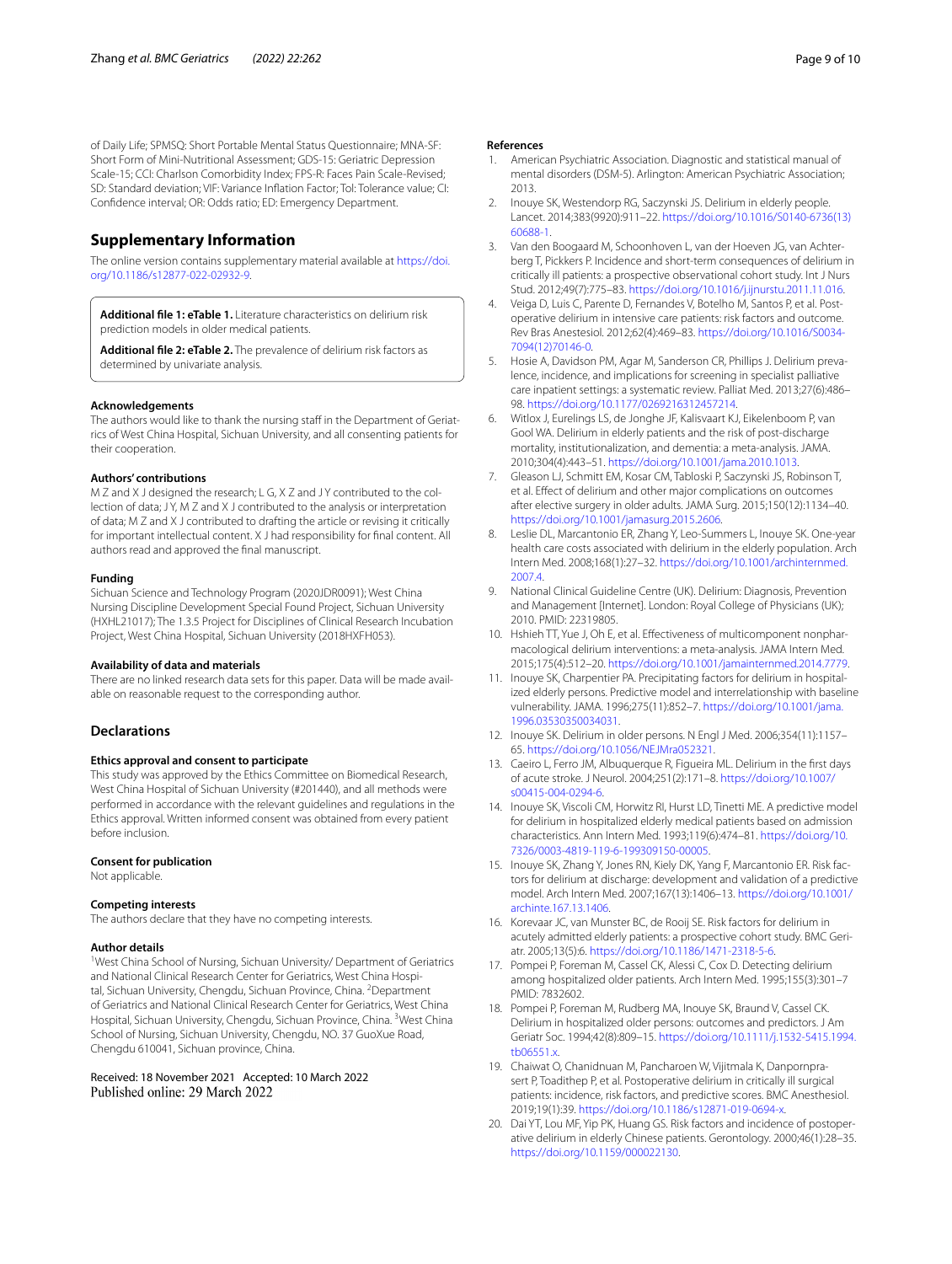of Daily Life; SPMSQ: Short Portable Mental Status Questionnaire; MNA-SF: Short Form of Mini-Nutritional Assessment; GDS-15: Geriatric Depression Scale-15; CCI: Charlson Comorbidity Index; FPS-R: Faces Pain Scale-Revised; SD: Standard deviation; VIF: Variance Inflation Factor; Tol: Tolerance value; CI: Confidence interval; OR: Odds ratio; ED: Emergency Department.

## Supplementary Information

The online version contains supplementary material available at https://doi.org/10.1186/s12877-022-02932-9.

**Additional file 1: eTable 1.** Literature characteristics on delirium risk prediction models in older medical patients.

**Additional file 2: eTable 2.** The prevalence of delirium risk factors as determined by univariate analysis.

### Acknowledgements

The authors would like to thank the nursing staff in the Department of Geriatrics of West China Hospital, Sichuan University, and all consenting patients for their cooperation.

### Authors' contributions

M Z and X J designed the research; L G, X Z and J Y contributed to the collection of data; J Y, M Z and X J contributed to the analysis or interpretation of data; M Z and X J contributed to drafting the article or revising it critically for important intellectual content. X J had responsibility for final content. All authors read and approved the final manuscript.

### Funding

Sichuan Science and Technology Program (2020JDR0091); West China Nursing Discipline Development Special Found Project, Sichuan University (HXHL21017); The 1.3.5 Project for Disciplines of Clinical Research Incubation Project, West China Hospital, Sichuan University (2018HXFH053).

### Availability of data and materials

There are no linked research data sets for this paper. Data will be made available on reasonable request to the corresponding author.

## Declarations

### Ethics approval and consent to participate

This study was approved by the Ethics Committee on Biomedical Research, West China Hospital of Sichuan University (#201440), and all methods were performed in accordance with the relevant guidelines and regulations in the Ethics approval. Written informed consent was obtained from every patient before inclusion.

### Consent for publication

Not applicable.

### Competing interests

The authors declare that they have no competing interests.

### Author details

[1]West China School of Nursing, Sichuan University/ Department of Geriatrics and National Clinical Research Center for Geriatrics, West China Hospital, Sichuan University, Chengdu, Sichuan Province, China. [2]Department of Geriatrics and National Clinical Research Center for Geriatrics, West China Hospital, Sichuan University, Chengdu, Sichuan Province, China. [3]West China School of Nursing, Sichuan University, Chengdu, NO. 37 GuoXue Road, Chengdu 610041, Sichuan province, China.

Received: 18 November 2021 Accepted: 10 March 2022
Published online: 29 March 2022

### References

1. American Psychiatric Association. Diagnostic and statistical manual of mental disorders (DSM-5). Arlington: American Psychiatric Association; 2013.
2. Inouye SK, Westendorp RG, Saczynski JS. Delirium in elderly people. Lancet. 2014;383(9920):911–22. https://doi.org/10.1016/S0140-6736(13)60688-1.
3. Van den Boogaard M, Schoonhoven L, van der Hoeven JG, van Achterberg T, Pickkers P. Incidence and short-term consequences of delirium in critically ill patients: a prospective observational cohort study. Int J Nurs Stud. 2012;49(7):775–83. https://doi.org/10.1016/j.ijnurstu.2011.11.016.
4. Veiga D, Luis C, Parente D, Fernandes V, Botelho M, Santos P, et al. Postoperative delirium in intensive care patients: risk factors and outcome. Rev Bras Anestesiol. 2012;62(4):469–83. https://doi.org/10.1016/S0034-7094(12)70146-0.
5. Hosie A, Davidson PM, Agar M, Sanderson CR, Phillips J. Delirium prevalence, incidence, and implications for screening in specialist palliative care inpatient settings: a systematic review. Palliat Med. 2013;27(6):486–98. https://doi.org/10.1177/0269216312457214.
6. Witlox J, Eurelings LS, de Jonghe JF, Kalisvaart KJ, Eikelenboom P, van Gool WA. Delirium in elderly patients and the risk of post-discharge mortality, institutionalization, and dementia: a meta-analysis. JAMA. 2010;304(4):443–51. https://doi.org/10.1001/jama.2010.1013.
7. Gleason LJ, Schmitt EM, Kosar CM, Tabloski P, Saczynski JS, Robinson T, et al. Effect of delirium and other major complications on outcomes after elective surgery in older adults. JAMA Surg. 2015;150(12):1134–40. https://doi.org/10.1001/jamasurg.2015.2606.
8. Leslie DL, Marcantonio ER, Zhang Y, Leo-Summers L, Inouye SK. One-year health care costs associated with delirium in the elderly population. Arch Intern Med. 2008;168(1):27–32. https://doi.org/10.1001/archinternmed.2007.4.
9. National Clinical Guideline Centre (UK). Delirium: Diagnosis, Prevention and Management [Internet]. London: Royal College of Physicians (UK); 2010. PMID: 22319805.
10. Hshieh TT, Yue J, Oh E, et al. Effectiveness of multicomponent nonpharmacological delirium interventions: a meta-analysis. JAMA Intern Med. 2015;175(4):512–20. https://doi.org/10.1001/jamainternmed.2014.7779.
11. Inouye SK, Charpentier PA. Precipitating factors for delirium in hospitalized elderly persons. Predictive model and interrelationship with baseline vulnerability. JAMA. 1996;275(11):852–7. https://doi.org/10.1001/jama.1996.03530350034031.
12. Inouye SK. Delirium in older persons. N Engl J Med. 2006;354(11):1157–65. https://doi.org/10.1056/NEJMra052321.
13. Caeiro L, Ferro JM, Albuquerque R, Figueira ML. Delirium in the first days of acute stroke. J Neurol. 2004;251(2):171–8. https://doi.org/10.1007/s00415-004-0294-6.
14. Inouye SK, Viscoli CM, Horwitz RI, Hurst LD, Tinetti ME. A predictive model for delirium in hospitalized elderly medical patients based on admission characteristics. Ann Intern Med. 1993;119(6):474–81. https://doi.org/10.7326/0003-4819-119-6-199309150-00005.
15. Inouye SK, Zhang Y, Jones RN, Kiely DK, Yang F, Marcantonio ER. Risk factors for delirium at discharge: development and validation of a predictive model. Arch Intern Med. 2007;167(13):1406–13. https://doi.org/10.1001/archinte.167.13.1406.
16. Korevaar JC, van Munster BC, de Rooij SE. Risk factors for delirium in acutely admitted elderly patients: a prospective cohort study. BMC Geriatr. 2005;13(5):6. https://doi.org/10.1186/1471-2318-5-6.
17. Pompei P, Foreman M, Cassel CK, Alessi C, Cox D. Detecting delirium among hospitalized older patients. Arch Intern Med. 1995;155(3):301–7 PMID: 7832602.
18. Pompei P, Foreman M, Rudberg MA, Inouye SK, Braund V, Cassel CK. Delirium in hospitalized older persons: outcomes and predictors. J Am Geriatr Soc. 1994;42(8):809–15. https://doi.org/10.1111/j.1532-5415.1994.tb06551.x.
19. Chaiwat O, Chanidnuan M, Pancharoen W, Vijitmala K, Danpornprasert P, Toadithep P, et al. Postoperative delirium in critically ill surgical patients: incidence, risk factors, and predictive scores. BMC Anesthesiol. 2019;19(1):39. https://doi.org/10.1186/s12871-019-0694-x.
20. Dai YT, Lou MF, Yip PK, Huang GS. Risk factors and incidence of postoperative delirium in elderly Chinese patients. Gerontology. 2000;46(1):28–35. https://doi.org/10.1159/000022130.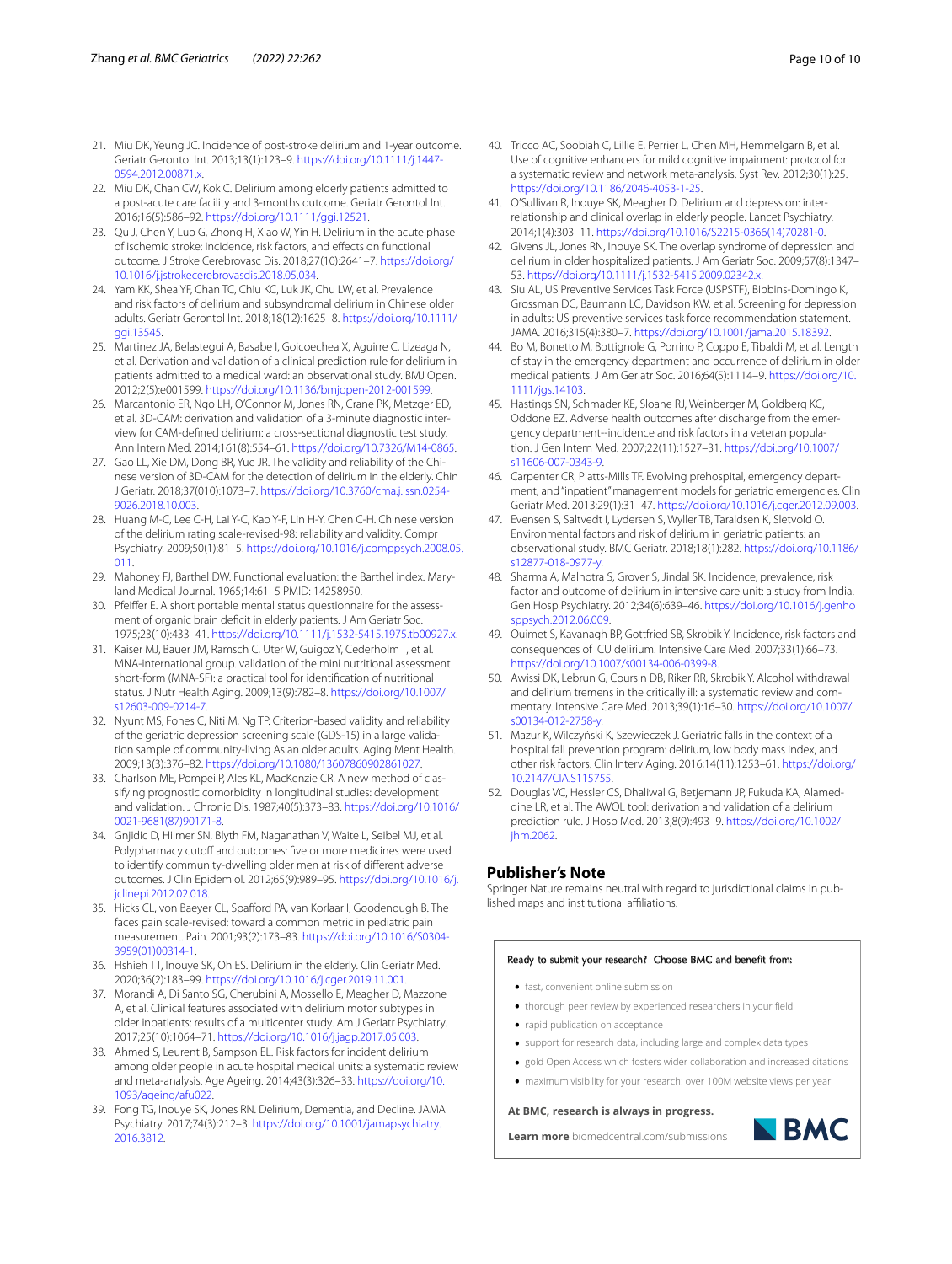21. Miu DK, Yeung JC. Incidence of post-stroke delirium and 1-year outcome. Geriatr Gerontol Int. 2013;13(1):123–9. https://doi.org/10.1111/j.1447-0594.2012.00871.x.
22. Miu DK, Chan CW, Kok C. Delirium among elderly patients admitted to a post-acute care facility and 3-months outcome. Geriatr Gerontol Int. 2016;16(5):586–92. https://doi.org/10.1111/ggi.12521.
23. Qu J, Chen Y, Luo G, Zhong H, Xiao W, Yin H. Delirium in the acute phase of ischemic stroke: incidence, risk factors, and effects on functional outcome. J Stroke Cerebrovasc Dis. 2018;27(10):2641–7. https://doi.org/10.1016/j.jstrokecerebrovasdis.2018.05.034.
24. Yam KK, Shea YF, Chan TC, Chiu KC, Luk JK, Chu LW, et al. Prevalence and risk factors of delirium and subsyndromal delirium in Chinese older adults. Geriatr Gerontol Int. 2018;18(12):1625–8. https://doi.org/10.1111/ggi.13545.
25. Martinez JA, Belastegui A, Basabe I, Goicoechea X, Aguirre C, Lizeaga N, et al. Derivation and validation of a clinical prediction rule for delirium in patients admitted to a medical ward: an observational study. BMJ Open. 2012;2(5):e001599. https://doi.org/10.1136/bmjopen-2012-001599.
26. Marcantonio ER, Ngo LH, O'Connor M, Jones RN, Crane PK, Metzger ED, et al. 3D-CAM: derivation and validation of a 3-minute diagnostic interview for CAM-defined delirium: a cross-sectional diagnostic test study. Ann Intern Med. 2014;161(8):554–61. https://doi.org/10.7326/M14-0865.
27. Gao LL, Xie DM, Dong BR, Yue JR. The validity and reliability of the Chinese version of 3D-CAM for the detection of delirium in the elderly. Chin J Geriatr. 2018;37(010):1073–7. https://doi.org/10.3760/cma.j.issn.0254-9026.2018.10.003.
28. Huang M-C, Lee C-H, Lai Y-C, Kao Y-F, Lin H-Y, Chen C-H. Chinese version of the delirium rating scale-revised-98: reliability and validity. Compr Psychiatry. 2009;50(1):81–5. https://doi.org/10.1016/j.comppsych.2008.05.011.
29. Mahoney FJ, Barthel DW. Functional evaluation: the Barthel index. Maryland Medical Journal. 1965;14:61–5 PMID: 14258950.
30. Pfeiffer E. A short portable mental status questionnaire for the assessment of organic brain deficit in elderly patients. J Am Geriatr Soc. 1975;23(10):433–41. https://doi.org/10.1111/j.1532-5415.1975.tb00927.x.
31. Kaiser MJ, Bauer JM, Ramsch C, Uter W, Guigoz Y, Cederholm T, et al. MNA-international group. validation of the mini nutritional assessment short-form (MNA-SF): a practical tool for identification of nutritional status. J Nutr Health Aging. 2009;13(9):782–8. https://doi.org/10.1007/s12603-009-0214-7.
32. Nyunt MS, Fones C, Niti M, Ng TP. Criterion-based validity and reliability of the geriatric depression screening scale (GDS-15) in a large validation sample of community-living Asian older adults. Aging Ment Health. 2009;13(3):376–82. https://doi.org/10.1080/13607860902861027.
33. Charlson ME, Pompei P, Ales KL, MacKenzie CR. A new method of classifying prognostic comorbidity in longitudinal studies: development and validation. J Chronic Dis. 1987;40(5):373–83. https://doi.org/10.1016/0021-9681(87)90171-8.
34. Gnjidic D, Hilmer SN, Blyth FM, Naganathan V, Waite L, Seibel MJ, et al. Polypharmacy cutoff and outcomes: five or more medicines were used to identify community-dwelling older men at risk of different adverse outcomes. J Clin Epidemiol. 2012;65(9):989–95. https://doi.org/10.1016/j.jclinepi.2012.02.018.
35. Hicks CL, von Baeyer CL, Spafford PA, van Korlaar I, Goodenough B. The faces pain scale-revised: toward a common metric in pediatric pain measurement. Pain. 2001;93(2):173–83. https://doi.org/10.1016/S0304-3959(01)00314-1.
36. Hshieh TT, Inouye SK, Oh ES. Delirium in the elderly. Clin Geriatr Med. 2020;36(2):183–99. https://doi.org/10.1016/j.cger.2019.11.001.
37. Morandi A, Di Santo SG, Cherubini A, Mossello E, Meagher D, Mazzone A, et al. Clinical features associated with delirium motor subtypes in older inpatients: results of a multicenter study. Am J Geriatr Psychiatry. 2017;25(10):1064–71. https://doi.org/10.1016/j.jagp.2017.05.003.
38. Ahmed S, Leurent B, Sampson EL. Risk factors for incident delirium among older people in acute hospital medical units: a systematic review and meta-analysis. Age Ageing. 2014;43(3):326–33. https://doi.org/10.1093/ageing/afu022.
39. Fong TG, Inouye SK, Jones RN. Delirium, Dementia, and Decline. JAMA Psychiatry. 2017;74(3):212–3. https://doi.org/10.1001/jamapsychiatry.2016.3812.
40. Tricco AC, Soobiah C, Lillie E, Perrier L, Chen MH, Hemmelgarn B, et al. Use of cognitive enhancers for mild cognitive impairment: protocol for a systematic review and network meta-analysis. Syst Rev. 2012;30(1):25. https://doi.org/10.1186/2046-4053-1-25.
41. O'Sullivan R, Inouye SK, Meagher D. Delirium and depression: interrelationship and clinical overlap in elderly people. Lancet Psychiatry. 2014;1(4):303–11. https://doi.org/10.1016/S2215-0366(14)70281-0.
42. Givens JL, Jones RN, Inouye SK. The overlap syndrome of depression and delirium in older hospitalized patients. J Am Geriatr Soc. 2009;57(8):1347–53. https://doi.org/10.1111/j.1532-5415.2009.02342.x.
43. Siu AL, US Preventive Services Task Force (USPSTF), Bibbins-Domingo K, Grossman DC, Baumann LC, Davidson KW, et al. Screening for depression in adults: US preventive services task force recommendation statement. JAMA. 2016;315(4):380–7. https://doi.org/10.1001/jama.2015.18392.
44. Bo M, Bonetto M, Bottignole G, Porrino P, Coppo E, Tibaldi M, et al. Length of stay in the emergency department and occurrence of delirium in older medical patients. J Am Geriatr Soc. 2016;64(5):1114–9. https://doi.org/10.1111/jgs.14103.
45. Hastings SN, Schmader KE, Sloane RJ, Weinberger M, Goldberg KC, Oddone EZ. Adverse health outcomes after discharge from the emergency department--incidence and risk factors in a veteran population. J Gen Intern Med. 2007;22(11):1527–31. https://doi.org/10.1007/s11606-007-0343-9.
46. Carpenter CR, Platts-Mills TF. Evolving prehospital, emergency department, and "inpatient" management models for geriatric emergencies. Clin Geriatr Med. 2013;29(1):31–47. https://doi.org/10.1016/j.cger.2012.09.003.
47. Evensen S, Saltvedt I, Lydersen S, Wyller TB, Taraldsen K, Sletvold O. Environmental factors and risk of delirium in geriatric patients: an observational study. BMC Geriatr. 2018;18(1):282. https://doi.org/10.1186/s12877-018-0977-y.
48. Sharma A, Malhotra S, Grover S, Jindal SK. Incidence, prevalence, risk factor and outcome of delirium in intensive care unit: a study from India. Gen Hosp Psychiatry. 2012;34(6):639–46. https://doi.org/10.1016/j.genhosppsych.2012.06.009.
49. Ouimet S, Kavanagh BP, Gottfried SB, Skrobik Y. Incidence, risk factors and consequences of ICU delirium. Intensive Care Med. 2007;33(1):66–73. https://doi.org/10.1007/s00134-006-0399-8.
50. Awissi DK, Lebrun G, Coursin DB, Riker RR, Skrobik Y. Alcohol withdrawal and delirium tremens in the critically ill: a systematic review and commentary. Intensive Care Med. 2013;39(1):16–30. https://doi.org/10.1007/s00134-012-2758-y.
51. Mazur K, Wilczyński K, Szewieczek J. Geriatric falls in the context of a hospital fall prevention program: delirium, low body mass index, and other risk factors. Clin Interv Aging. 2016;14(11):1253–61. https://doi.org/10.2147/CIA.S115755.
52. Douglas VC, Hessler CS, Dhaliwal G, Betjemann JP, Fukuda KA, Alameddine LR, et al. The AWOL tool: derivation and validation of a delirium prediction rule. J Hosp Med. 2013;8(9):493–9. https://doi.org/10.1002/jhm.2062.

## Publisher's Note

Springer Nature remains neutral with regard to jurisdictional claims in published maps and institutional affiliations.

Ready to submit your research? Choose BMC and benefit from:

- fast, convenient online submission
- thorough peer review by experienced researchers in your field
- rapid publication on acceptance
- support for research data, including large and complex data types
- gold Open Access which fosters wider collaboration and increased citations
- maximum visibility for your research: over 100M website views per year

**At BMC, research is always in progress.**

**Learn more** biomedcentral.com/submissions

BMC